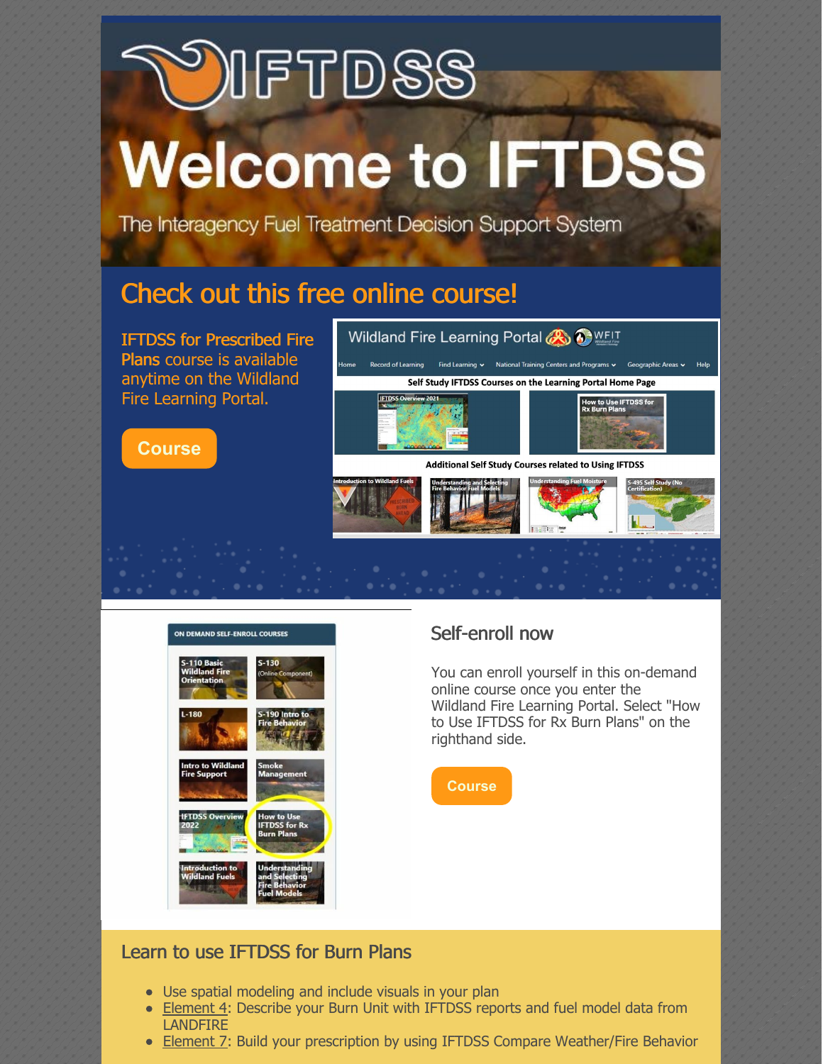# Welcome to IFTDSS

The Interagency Fuel Treatment Decision Support System

## Check out this free online course!

**IFTDSS for Prescribed Fire Plans** course is available anytime on the Wildland Fire Learning Portal.

Course

## Self-enroll now

You can enroll yourself in this on-demand online course once you enter the Wildland Fire Learning Portal. Select "How to Use IFTDSS for Rx Burn Plans" on the righthand side.

Course

## Learn to use IFTDSS for Burn Plans

- Use spatial modeling and include visuals in your plan
- Element 4: Describe your Burn Unit with IFTDSS reports and fuel model data from LANDFIRE
- Element 7: Build your prescription by using IFTDSS Compare Weather/Fire Behavior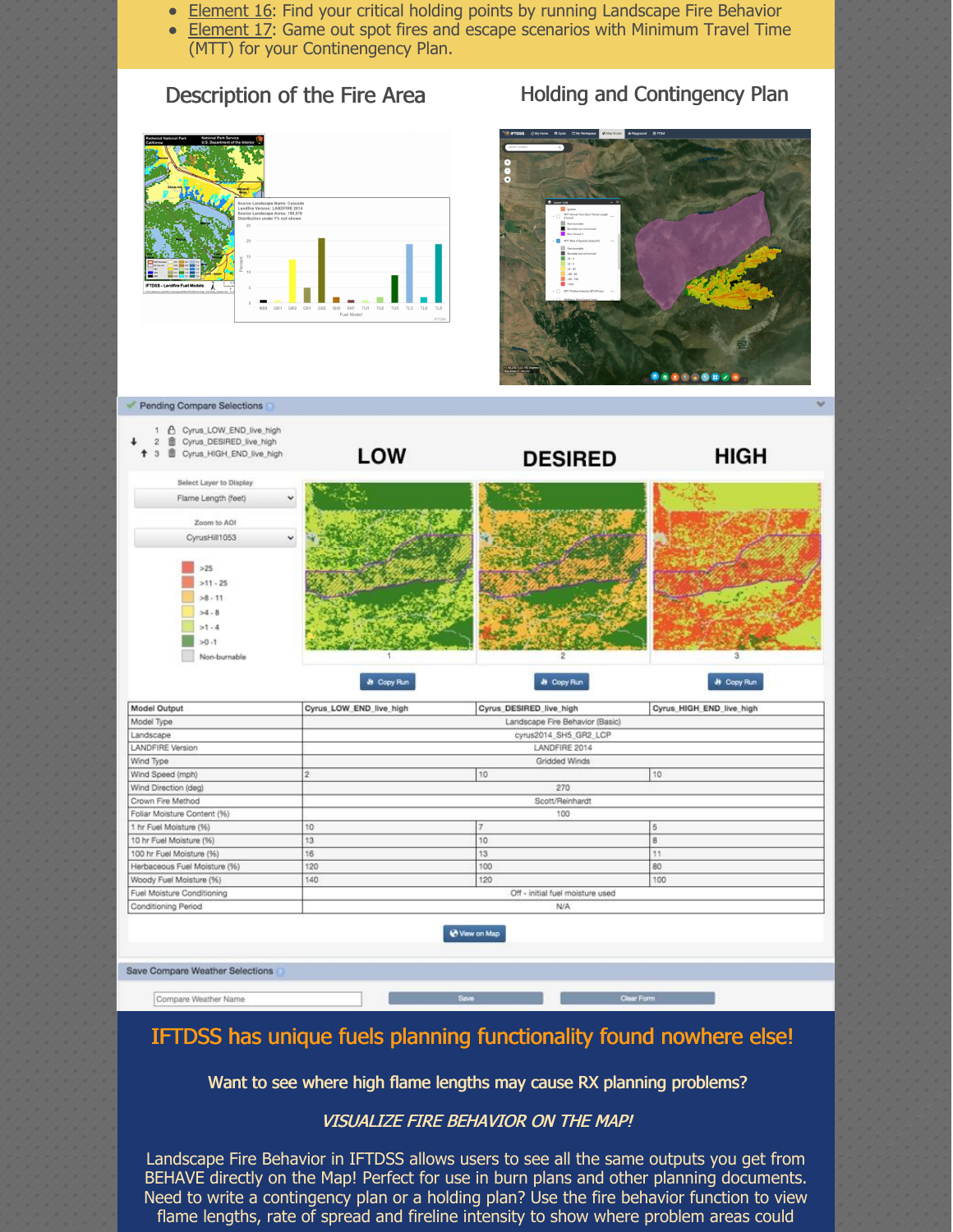- Element 16: Find your critical holding points by running Landscape Fire Behavior
- Element 17: Game out spot fires and escape scenarios with Minimum Travel Time (MTT) for your Continengency Plan.

## Description of the Fire Area

## Holding and Contingency Plan

Pending Compare Selections

1. Cyrus_LOW_END_live_high
2. Cyrus_DESIRED_live_high
3. Cyrus_HIGH_END_live_high

LOW | DESIRED | HIGH

Select Layer to Display: Flame Length (feet)

Zoom to AOI: CyrusHill1053

- >25
- >11 - 25
- >8 - 11
- >4 - 8
- >1 - 4
- >0 - 1
- Non-burnable

| Model Output | Cyrus_LOW_END_live_high | Cyrus_DESIRED_live_high | Cyrus_HIGH_END_live_high |
|---|---|---|---|
| Model Type | Landscape Fire Behavior (Basic) | | |
| Landscape | cyrus2014_SH5_GR2_LCP | | |
| LANDFIRE Version | LANDFIRE 2014 | | |
| Wind Type | Gridded Winds | | |
| Wind Speed (mph) | 2 | 10 | 10 |
| Wind Direction (deg) | 270 | | |
| Crown Fire Method | Scott/Reinhardt | | |
| Foliar Moisture Content (%) | 100 | | |
| 1 hr Fuel Moisture (%) | 10 | 7 | 5 |
| 10 hr Fuel Moisture (%) | 13 | 10 | 8 |
| 100 hr Fuel Moisture (%) | 16 | 13 | 11 |
| Herbaceous Fuel Moisture (%) | 120 | 100 | 80 |
| Woody Fuel Moisture (%) | 140 | 120 | 100 |
| Fuel Moisture Conditioning | Off - initial fuel moisture used | | |
| Conditioning Period | N/A | | |

Save Compare Weather Selections

## IFTDSS has unique fuels planning functionality found nowhere else!

**Want to see where high flame lengths may cause RX planning problems?**

*VISUALIZE FIRE BEHAVIOR ON THE MAP!*

Landscape Fire Behavior in IFTDSS allows users to see all the same outputs you get from BEHAVE directly on the Map! Perfect for use in burn plans and other planning documents. Need to write a contingency plan or a holding plan? Use the fire behavior function to view flame lengths, rate of spread and fireline intensity to show where problem areas could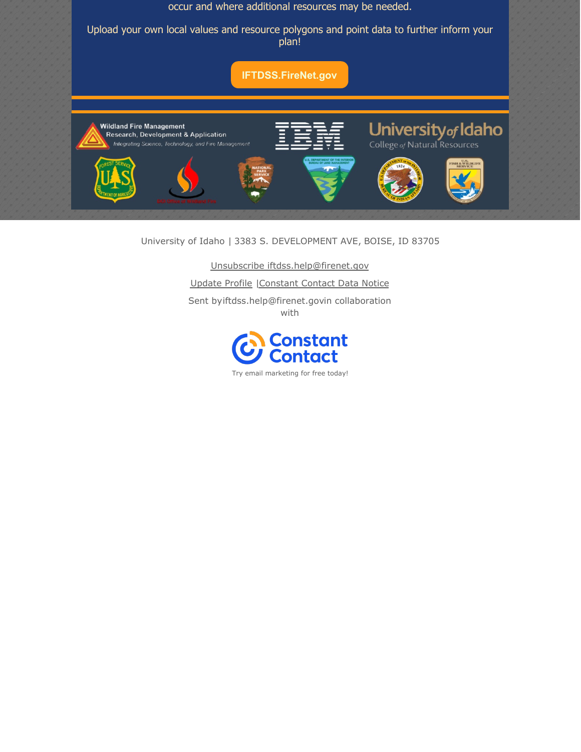occur and where additional resources may be needed.

Upload your own local values and resource polygons and point data to further inform your plan!

**IFTDSS.FireNet.gov**

University of Idaho | 3383 S. DEVELOPMENT AVE, BOISE, ID 83705

Unsubscribe iftdss.help@firenet.gov

Update Profile |Constant Contact Data Notice

Sent byiftdss.help@firenet.govin collaboration with

Try email marketing for free today!